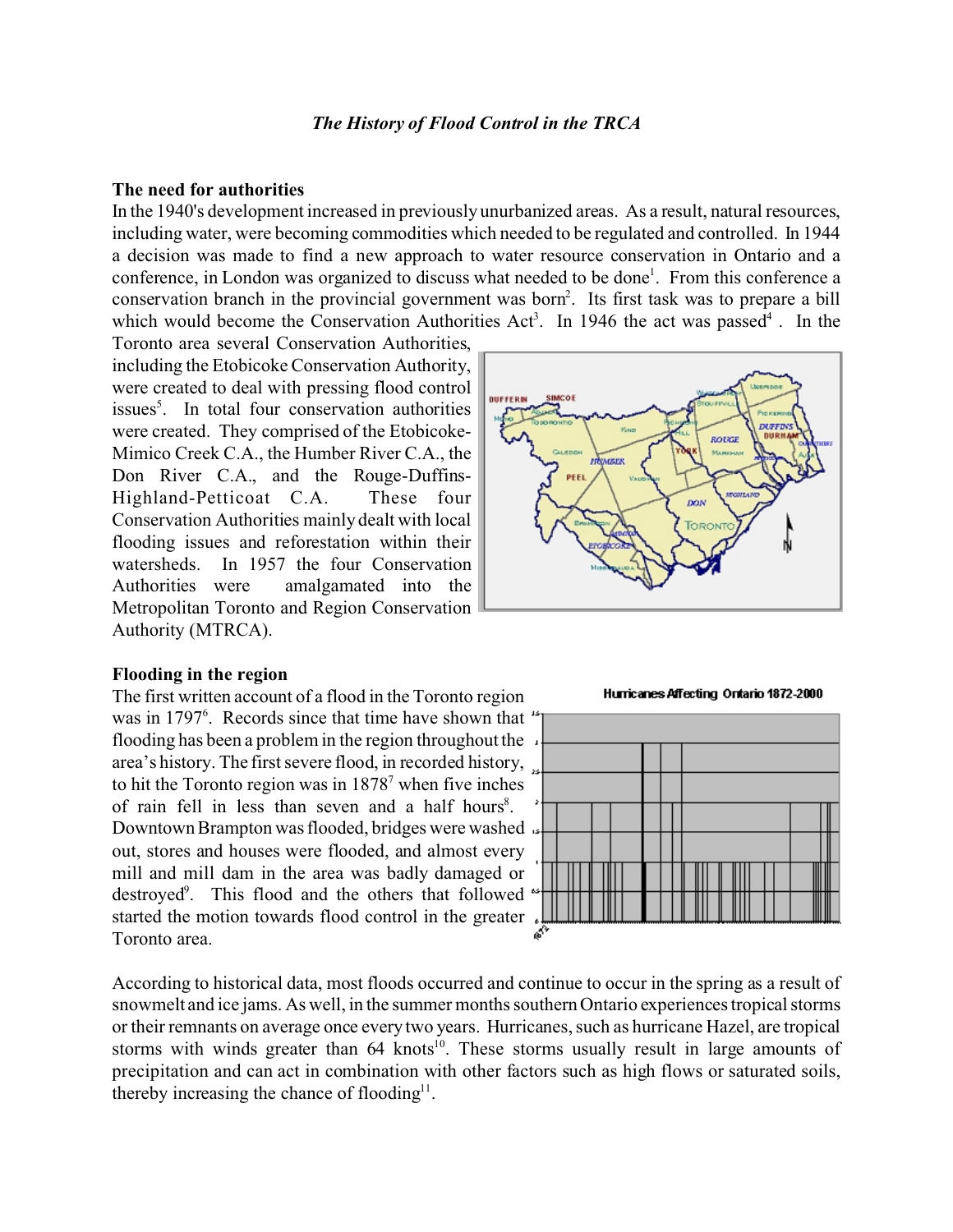### *The History of Flood Control in the TRCA*

**The need for authorities**

In the 1940's development increased in previously unurbanized areas. As a result, natural resources, including water, were becoming commodities which needed to be regulated and controlled. In 1944 a decision was made to find a new approach to water resource conservation in Ontario and a conference, in London was organized to discuss what needed to be done[1]. From this conference a conservation branch in the provincial government was born[2]. Its first task was to prepare a bill which would become the Conservation Authorities Act[3]. In 1946 the act was passed[4]. In the Toronto area several Conservation Authorities, including the Etobicoke Conservation Authority, were created to deal with pressing flood control issues[5]. In total four conservation authorities were created. They comprised of the Etobicoke-Mimico Creek C.A., the Humber River C.A., the Don River C.A., and the Rouge-Duffins-Highland-Petticoat C.A. These four Conservation Authorities mainly dealt with local flooding issues and reforestation within their watersheds. In 1957 the four Conservation Authorities were amalgamated into the Metropolitan Toronto and Region Conservation Authority (MTRCA).

**Flooding in the region**

The first written account of a flood in the Toronto region was in 1797[6]. Records since that time have shown that flooding has been a problem in the region throughout the area's history. The first severe flood, in recorded history, to hit the Toronto region was in 1878[7] when five inches of rain fell in less than seven and a half hours[8]. Downtown Brampton was flooded, bridges were washed out, stores and houses were flooded, and almost every mill and mill dam in the area was badly damaged or destroyed[9]. This flood and the others that followed started the motion towards flood control in the greater Toronto area.

Hurricanes Affecting Ontario 1872-2000

According to historical data, most floods occurred and continue to occur in the spring as a result of snowmelt and ice jams. As well, in the summer months southern Ontario experiences tropical storms or their remnants on average once every two years. Hurricanes, such as hurricane Hazel, are tropical storms with winds greater than 64 knots[10]. These storms usually result in large amounts of precipitation and can act in combination with other factors such as high flows or saturated soils, thereby increasing the chance of flooding[11].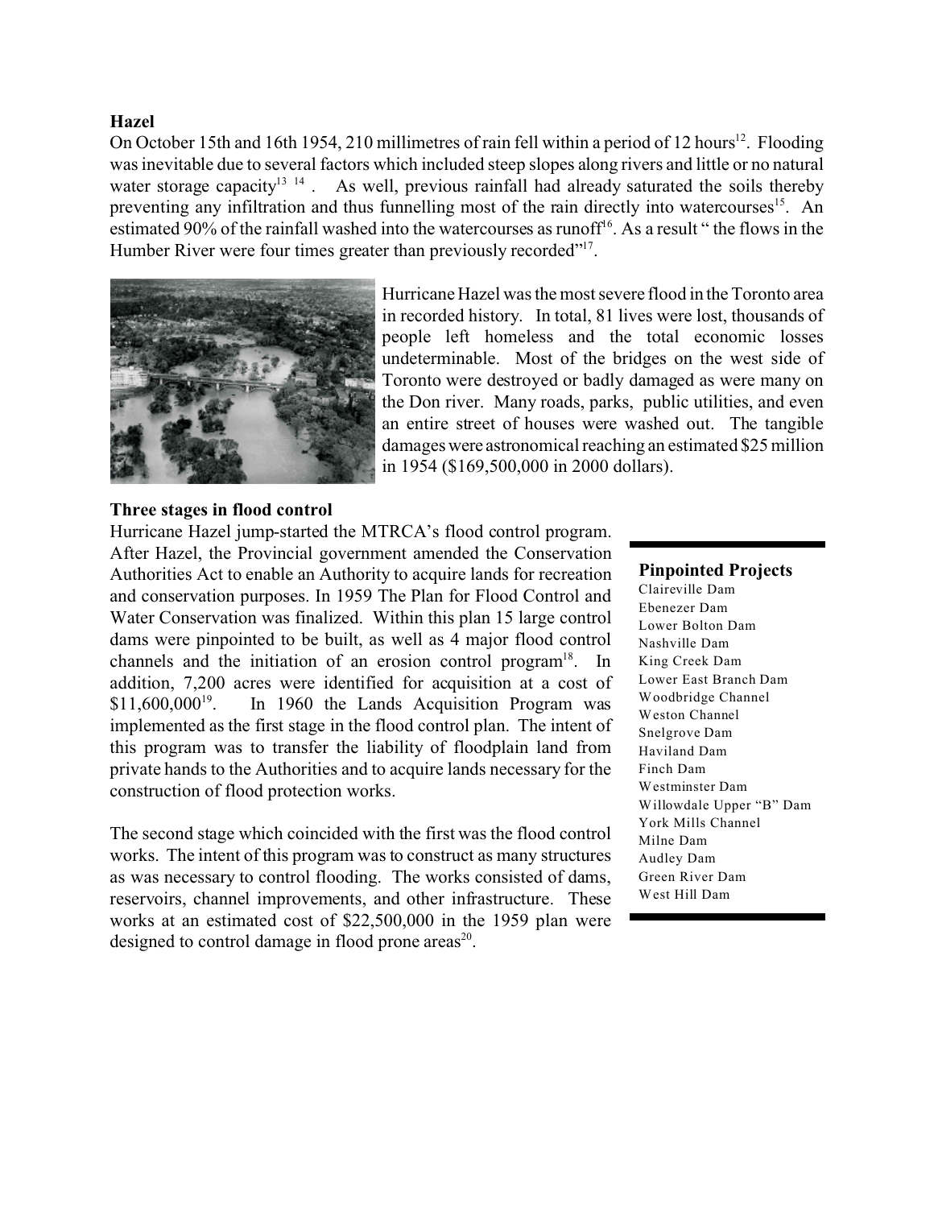### Hazel

On October 15th and 16th 1954, 210 millimetres of rain fell within a period of 12 hours[12]. Flooding was inevitable due to several factors which included steep slopes along rivers and little or no natural water storage capacity[13] [14]. As well, previous rainfall had already saturated the soils thereby preventing any infiltration and thus funnelling most of the rain directly into watercourses[15]. An estimated 90% of the rainfall washed into the watercourses as runoff[16]. As a result " the flows in the Humber River were four times greater than previously recorded"[17].

Hurricane Hazel was the most severe flood in the Toronto area in recorded history. In total, 81 lives were lost, thousands of people left homeless and the total economic losses undeterminable. Most of the bridges on the west side of Toronto were destroyed or badly damaged as were many on the Don river. Many roads, parks, public utilities, and even an entire street of houses were washed out. The tangible damages were astronomical reaching an estimated $25 million in 1954 ($169,500,000 in 2000 dollars).

### Three stages in flood control

Hurricane Hazel jump-started the MTRCA's flood control program. After Hazel, the Provincial government amended the Conservation Authorities Act to enable an Authority to acquire lands for recreation and conservation purposes. In 1959 The Plan for Flood Control and Water Conservation was finalized. Within this plan 15 large control dams were pinpointed to be built, as well as 4 major flood control channels and the initiation of an erosion control program[18]. In addition, 7,200 acres were identified for acquisition at a cost of $11,600,000[19]. In 1960 the Lands Acquisition Program was implemented as the first stage in the flood control plan. The intent of this program was to transfer the liability of floodplain land from private hands to the Authorities and to acquire lands necessary for the construction of flood protection works.

The second stage which coincided with the first was the flood control works. The intent of this program was to construct as many structures as was necessary to control flooding. The works consisted of dams, reservoirs, channel improvements, and other infrastructure. These works at an estimated cost of $22,500,000 in the 1959 plan were designed to control damage in flood prone areas[20].

**Pinpointed Projects**

- Claireville Dam
- Ebenezer Dam
- Lower Bolton Dam
- Nashville Dam
- King Creek Dam
- Lower East Branch Dam
- Woodbridge Channel
- Weston Channel
- Snelgrove Dam
- Haviland Dam
- Finch Dam
- Westminster Dam
- Willowdale Upper "B" Dam
- York Mills Channel
- Milne Dam
- Audley Dam
- Green River Dam
- West Hill Dam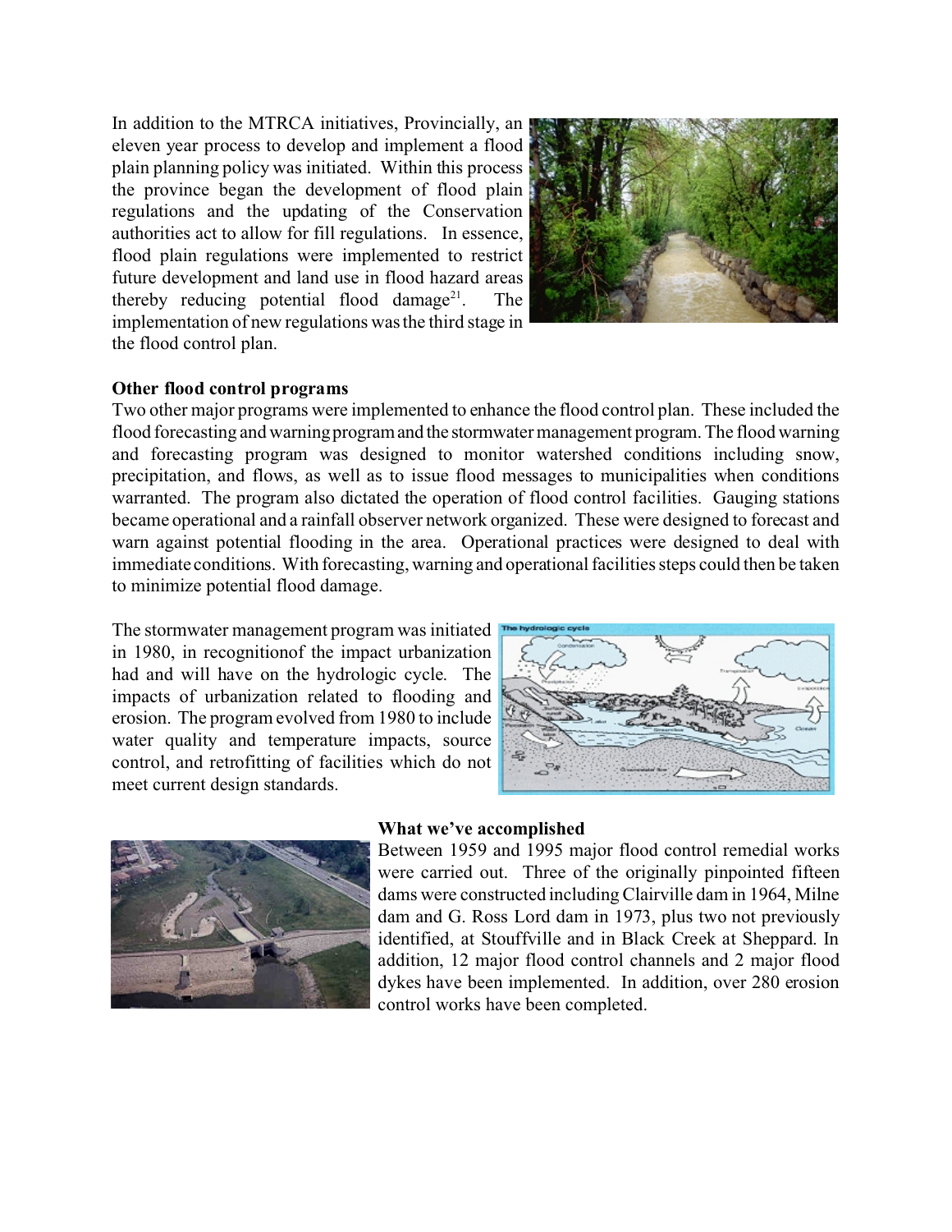In addition to the MTRCA initiatives, Provincially, an eleven year process to develop and implement a flood plain planning policy was initiated. Within this process the province began the development of flood plain regulations and the updating of the Conservation authorities act to allow for fill regulations. In essence, flood plain regulations were implemented to restrict future development and land use in flood hazard areas thereby reducing potential flood damage[21]. The implementation of new regulations was the third stage in the flood control plan.

**Other flood control programs**

Two other major programs were implemented to enhance the flood control plan. These included the flood forecasting and warning program and the stormwater management program. The flood warning and forecasting program was designed to monitor watershed conditions including snow, precipitation, and flows, as well as to issue flood messages to municipalities when conditions warranted. The program also dictated the operation of flood control facilities. Gauging stations became operational and a rainfall observer network organized. These were designed to forecast and warn against potential flooding in the area. Operational practices were designed to deal with immediate conditions. With forecasting, warning and operational facilities steps could then be taken to minimize potential flood damage.

The stormwater management program was initiated in 1980, in recognitionof the impact urbanization had and will have on the hydrologic cycle. The impacts of urbanization related to flooding and erosion. The program evolved from 1980 to include water quality and temperature impacts, source control, and retrofitting of facilities which do not meet current design standards.

**What we've accomplished**

Between 1959 and 1995 major flood control remedial works were carried out. Three of the originally pinpointed fifteen dams were constructed including Clairville dam in 1964, Milne dam and G. Ross Lord dam in 1973, plus two not previously identified, at Stouffville and in Black Creek at Sheppard. In addition, 12 major flood control channels and 2 major flood dykes have been implemented. In addition, over 280 erosion control works have been completed.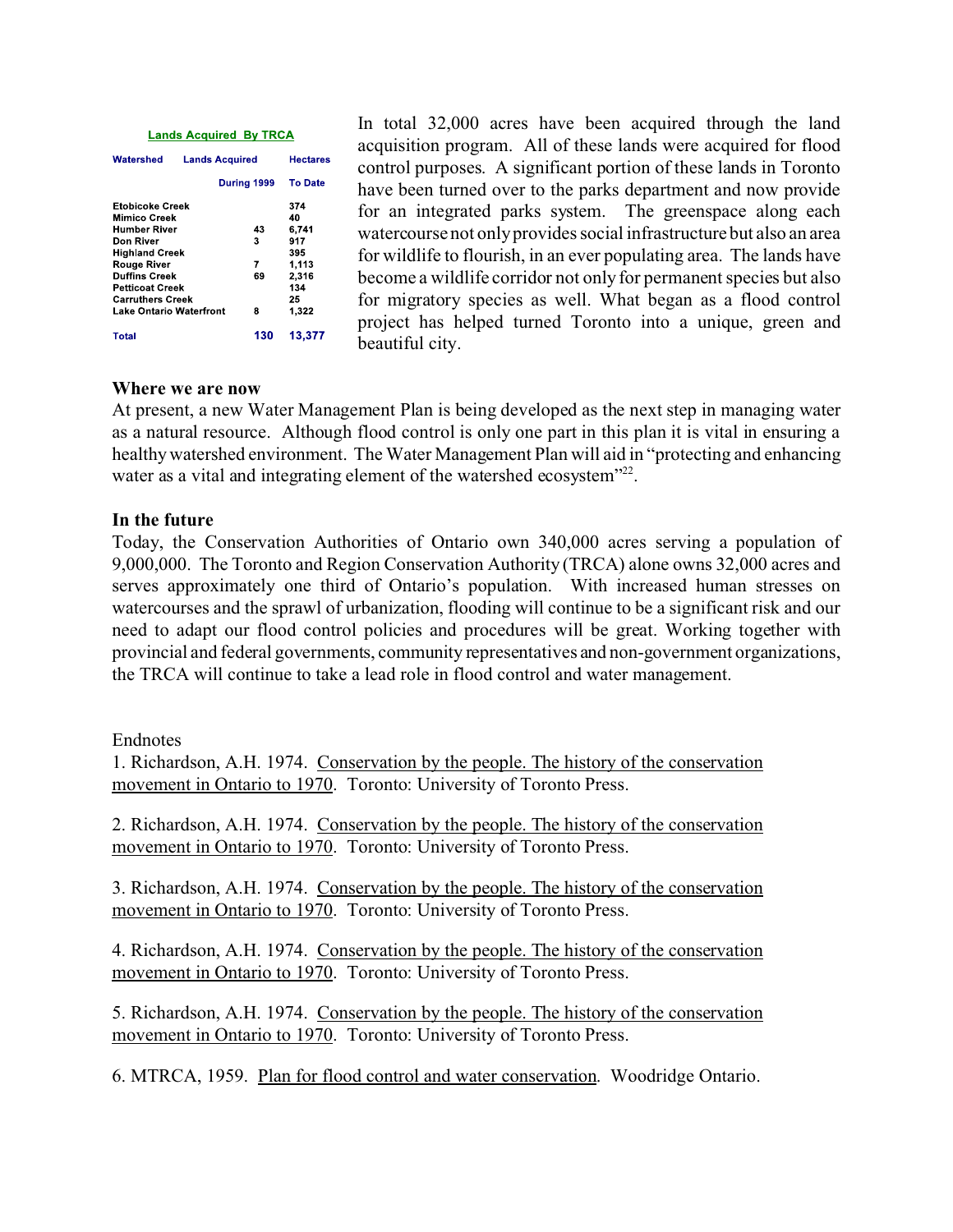**Lands Acquired By TRCA**

| Watershed | Lands Acquired During 1999 | Hectares To Date |
|---|---|---|
| Etobicoke Creek | | 374 |
| Mimico Creek | | 40 |
| Humber River | 43 | 6,741 |
| Don River | 3 | 917 |
| Highland Creek | | 395 |
| Rouge River | 7 | 1,113 |
| Duffins Creek | 69 | 2,316 |
| Petticoat Creek | | 134 |
| Carruthers Creek | | 25 |
| Lake Ontario Waterfront | 8 | 1,322 |
| **Total** | **130** | **13,377** |

In total 32,000 acres have been acquired through the land acquisition program. All of these lands were acquired for flood control purposes. A significant portion of these lands in Toronto have been turned over to the parks department and now provide for an integrated parks system. The greenspace along each watercourse not only provides social infrastructure but also an area for wildlife to flourish, in an ever populating area. The lands have become a wildlife corridor not only for permanent species but also for migratory species as well. What began as a flood control project has helped turned Toronto into a unique, green and beautiful city.

**Where we are now**

At present, a new Water Management Plan is being developed as the next step in managing water as a natural resource. Although flood control is only one part in this plan it is vital in ensuring a healthy watershed environment. The Water Management Plan will aid in "protecting and enhancing water as a vital and integrating element of the watershed ecosystem"[22].

**In the future**

Today, the Conservation Authorities of Ontario own 340,000 acres serving a population of 9,000,000. The Toronto and Region Conservation Authority (TRCA) alone owns 32,000 acres and serves approximately one third of Ontario's population. With increased human stresses on watercourses and the sprawl of urbanization, flooding will continue to be a significant risk and our need to adapt our flood control policies and procedures will be great. Working together with provincial and federal governments, community representatives and non-government organizations, the TRCA will continue to take a lead role in flood control and water management.

Endnotes

1. Richardson, A.H. 1974. Conservation by the people. The history of the conservation movement in Ontario to 1970. Toronto: University of Toronto Press.

2. Richardson, A.H. 1974. Conservation by the people. The history of the conservation movement in Ontario to 1970. Toronto: University of Toronto Press.

3. Richardson, A.H. 1974. Conservation by the people. The history of the conservation movement in Ontario to 1970. Toronto: University of Toronto Press.

4. Richardson, A.H. 1974. Conservation by the people. The history of the conservation movement in Ontario to 1970. Toronto: University of Toronto Press.

5. Richardson, A.H. 1974. Conservation by the people. The history of the conservation movement in Ontario to 1970. Toronto: University of Toronto Press.

6. MTRCA, 1959. Plan for flood control and water conservation. Woodridge Ontario.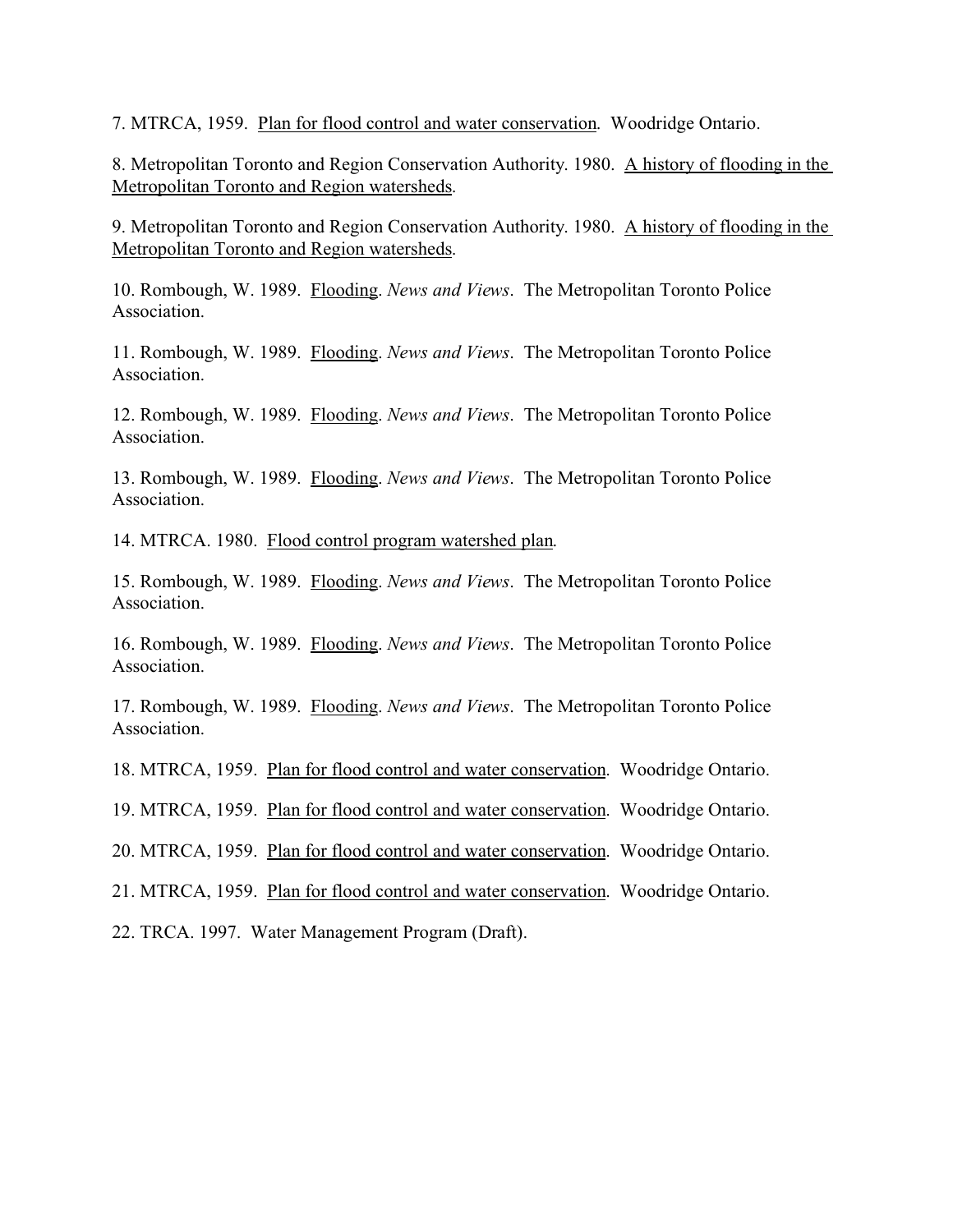7. MTRCA, 1959. Plan for flood control and water conservation. Woodridge Ontario.

8. Metropolitan Toronto and Region Conservation Authority. 1980. A history of flooding in the Metropolitan Toronto and Region watersheds.

9. Metropolitan Toronto and Region Conservation Authority. 1980. A history of flooding in the Metropolitan Toronto and Region watersheds.

10. Rombough, W. 1989. Flooding. *News and Views*. The Metropolitan Toronto Police Association.

11. Rombough, W. 1989. Flooding. *News and Views*. The Metropolitan Toronto Police Association.

12. Rombough, W. 1989. Flooding. *News and Views*. The Metropolitan Toronto Police Association.

13. Rombough, W. 1989. Flooding. *News and Views*. The Metropolitan Toronto Police Association.

14. MTRCA. 1980. Flood control program watershed plan.

15. Rombough, W. 1989. Flooding. *News and Views*. The Metropolitan Toronto Police Association.

16. Rombough, W. 1989. Flooding. *News and Views*. The Metropolitan Toronto Police Association.

17. Rombough, W. 1989. Flooding. *News and Views*. The Metropolitan Toronto Police Association.

18. MTRCA, 1959. Plan for flood control and water conservation. Woodridge Ontario.

19. MTRCA, 1959. Plan for flood control and water conservation. Woodridge Ontario.

20. MTRCA, 1959. Plan for flood control and water conservation. Woodridge Ontario.

21. MTRCA, 1959. Plan for flood control and water conservation. Woodridge Ontario.

22. TRCA. 1997. Water Management Program (Draft).